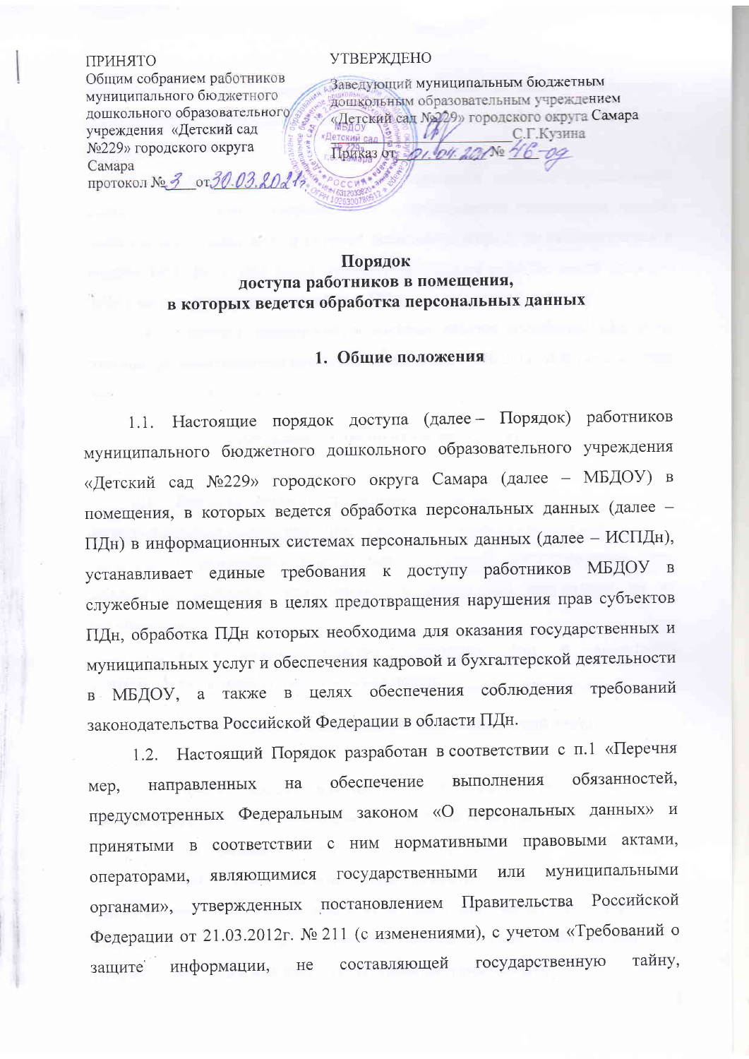ПРИНЯТО
Общим собранием работников муниципального бюджетного дошкольного образовательного учреждения «Детский сад №229» городского округа Самара
протокол № 3 от 30.03.2021г.

УТВЕРЖДЕНО
Заведующий муниципальным бюджетным дошкольным образовательным учреждением «Детский сад №229» городского округа Самара
_____________ С.Г.Кузина
Приказ от 01.04.2021 № 46-од

# Порядок
# доступа работников в помещения, в которых ведется обработка персональных данных

## 1. Общие положения

1.1. Настоящие порядок доступа (далее – Порядок) работников муниципального бюджетного дошкольного образовательного учреждения «Детский сад №229» городского округа Самара (далее – МБДОУ) в помещения, в которых ведется обработка персональных данных (далее – ПДн) в информационных системах персональных данных (далее – ИСПДн), устанавливает единые требования к доступу работников МБДОУ в служебные помещения в целях предотвращения нарушения прав субъектов ПДн, обработка ПДн которых необходима для оказания государственных и муниципальных услуг и обеспечения кадровой и бухгалтерской деятельности в МБДОУ, а также в целях обеспечения соблюдения требований законодательства Российской Федерации в области ПДн.

1.2. Настоящий Порядок разработан в соответствии с п.1 «Перечня мер, направленных на обеспечение выполнения обязанностей, предусмотренных Федеральным законом «О персональных данных» и принятыми в соответствии с ним нормативными правовыми актами, операторами, являющимися государственными или муниципальными органами», утвержденных постановлением Правительства Российской Федерации от 21.03.2012г. № 211 (с изменениями), с учетом «Требований о защите информации, не составляющей государственную тайну,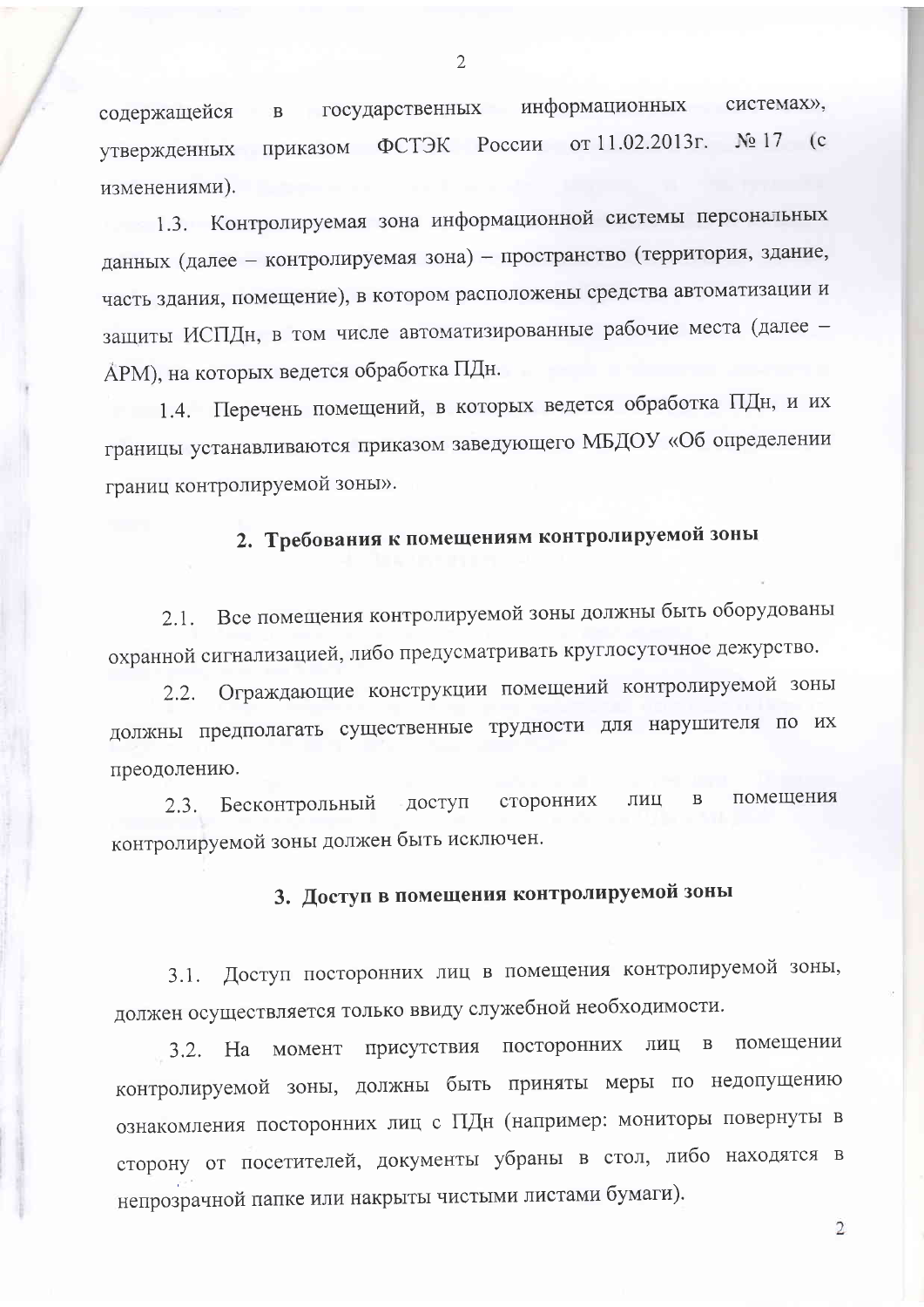содержащейся в государственных информационных системах», утвержденных приказом ФСТЭК России от 11.02.2013г. № 17 (с изменениями).

1.3. Контролируемая зона информационной системы персональных данных (далее – контролируемая зона) – пространство (территория, здание, часть здания, помещение), в котором расположены средства автоматизации и защиты ИСПДн, в том числе автоматизированные рабочие места (далее – АРМ), на которых ведется обработка ПДн.

1.4. Перечень помещений, в которых ведется обработка ПДн, и их границы устанавливаются приказом заведующего МБДОУ «Об определении границ контролируемой зоны».

## 2. Требования к помещениям контролируемой зоны

2.1. Все помещения контролируемой зоны должны быть оборудованы охранной сигнализацией, либо предусматривать круглосуточное дежурство.

2.2. Ограждающие конструкции помещений контролируемой зоны должны предполагать существенные трудности для нарушителя по их преодолению.

2.3. Бесконтрольный доступ сторонних лиц в помещения контролируемой зоны должен быть исключен.

## 3. Доступ в помещения контролируемой зоны

3.1. Доступ посторонних лиц в помещения контролируемой зоны, должен осуществляется только ввиду служебной необходимости.

3.2. На момент присутствия посторонних лиц в помещении контролируемой зоны, должны быть приняты меры по недопущению ознакомления посторонних лиц с ПДн (например: мониторы повернуты в сторону от посетителей, документы убраны в стол, либо находятся в непрозрачной папке или накрыты чистыми листами бумаги).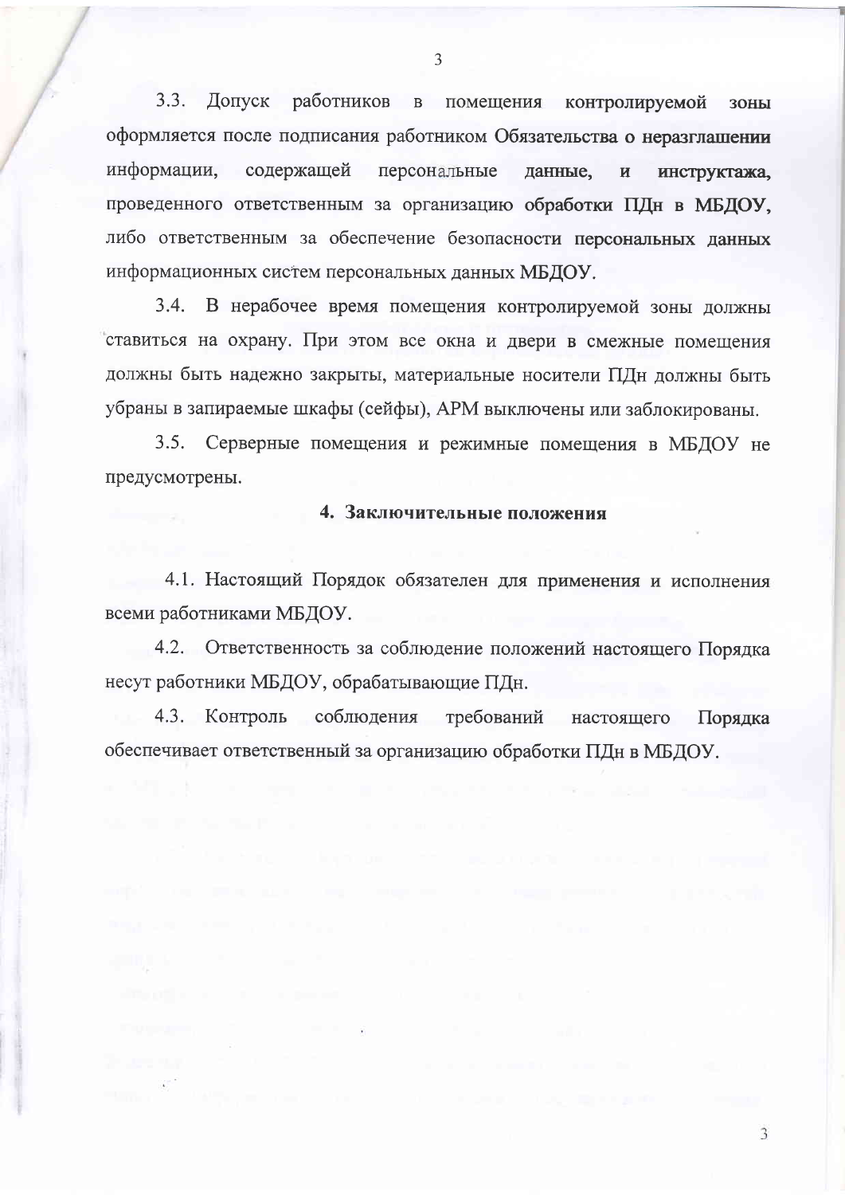3.3. Допуск работников в помещения контролируемой зоны оформляется после подписания работником Обязательства о неразглашении информации, содержащей персональные данные, и инструктажа, проведенного ответственным за организацию обработки ПДн в МБДОУ, либо ответственным за обеспечение безопасности персональных данных информационных систем персональных данных МБДОУ.

3.4. В нерабочее время помещения контролируемой зоны должны ставиться на охрану. При этом все окна и двери в смежные помещения должны быть надежно закрыты, материальные носители ПДн должны быть убраны в запираемые шкафы (сейфы), АРМ выключены или заблокированы.

3.5. Серверные помещения и режимные помещения в МБДОУ не предусмотрены.

## 4. Заключительные положения

4.1. Настоящий Порядок обязателен для применения и исполнения всеми работниками МБДОУ.

4.2. Ответственность за соблюдение положений настоящего Порядка несут работники МБДОУ, обрабатывающие ПДн.

4.3. Контроль соблюдения требований настоящего Порядка обеспечивает ответственный за организацию обработки ПДн в МБДОУ.